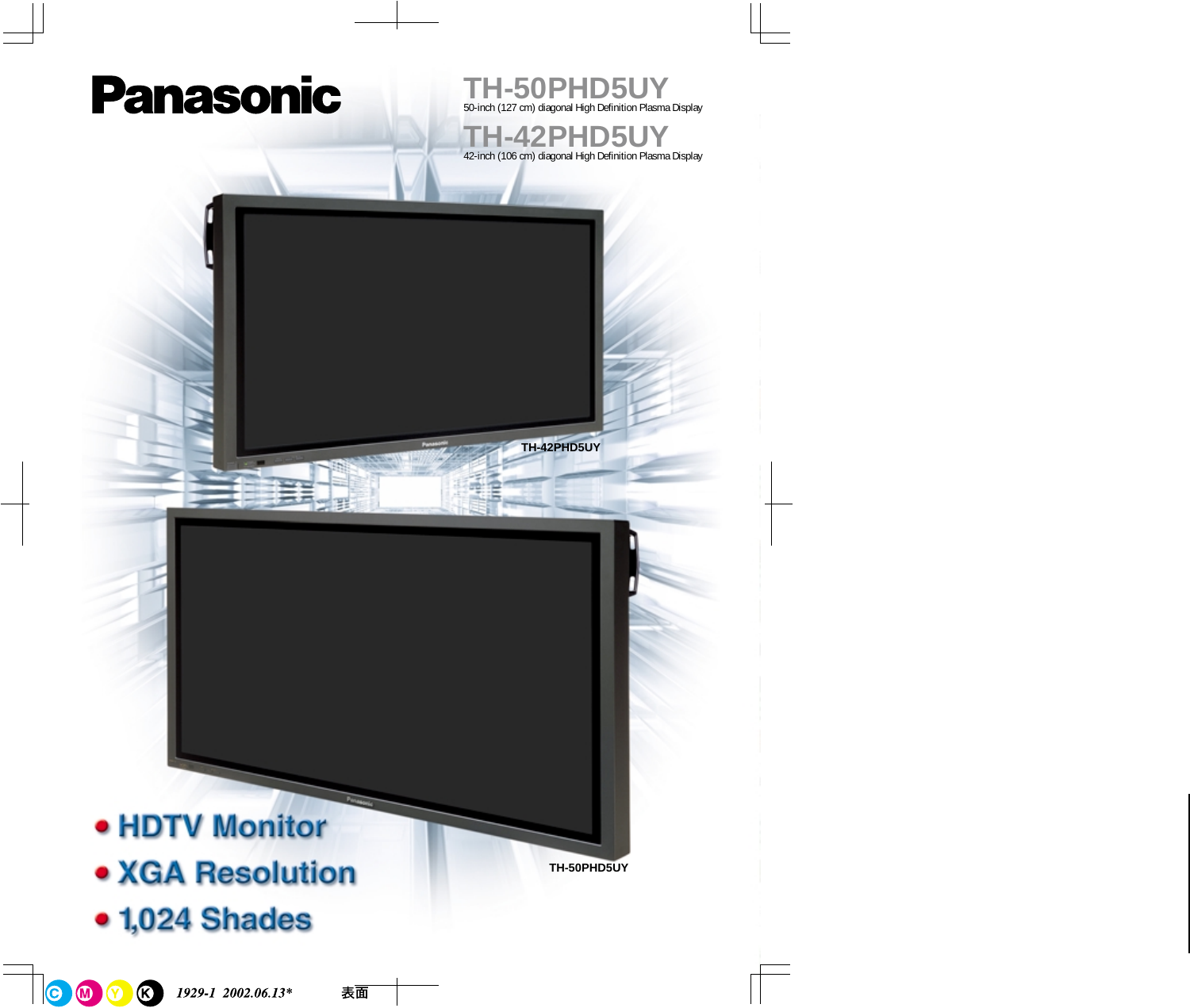Panasonic

# TH-50PHD5UY

50-inch (127 cm) diagonal High Definition Plasma Display

# TH-42PHD5UY

42-inch (106 cm) diagonal High Definition Plasma Display

TH-42PHD5UY

TH-50PHD5UY

- HDTV Monitor
- XGA Resolution
- 1,024 Shades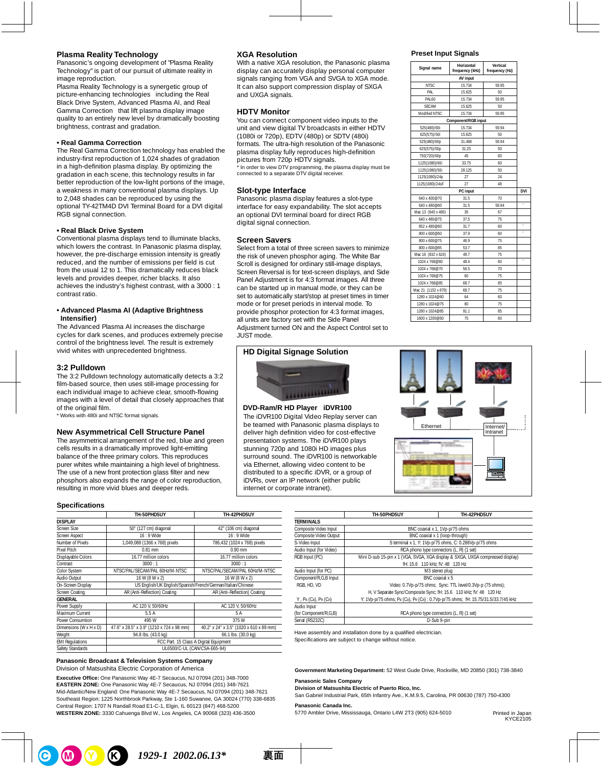## Plasma Reality Technology

Panasonic's ongoing development of "Plasma Reality Technology" is part of our pursuit of ultimate reality in image reproduction.
Plasma Reality Technology is a synergetic group of picture-enhancing technologies including the Real Black Drive System, Advanced Plasma AI, and Real Gamma Correction that lift plasma display image quality to an entirely new level by dramatically boosting brightness, contrast and gradation.

### • Real Gamma Correction

The Real Gamma Correction technology has enabled the industry-first reproduction of 1,024 shades of gradation in a high-definition plasma display. By optimizing the gradation in each scene, this technology results in far better reproduction of the low-light portions of the image, a weakness in many conventional plasma displays. Up to 2,048 shades can be reproduced by using the optional TY-42TM4D DVI Terminal Board for a DVI digital RGB signal connection.

### • Real Black Drive System

Conventional plasma displays tend to illuminate blacks, which lowers the contrast. In Panasonic plasma display, however, the pre-discharge emission intensity is greatly reduced, and the number of emissions per field is cut from the usual 12 to 1. This dramatically reduces black levels and provides deeper, richer blacks. It also achieves the industry's highest contrast, with a 3000 : 1 contrast ratio.

### • Advanced Plasma AI (Adaptive Brightness Intensifier)

The Advanced Plasma AI increases the discharge cycles for dark scenes, and produces extremely precise control of the brightness level. The result is extremely vivid whites with unprecedented brightness.

## 3:2 Pulldown

The 3:2 Pulldown technology automatically detects a 3:2 film-based source, then uses still-image processing for each individual image to achieve clear, smooth-flowing images with a level of detail that closely approaches that of the original film.
* Works with 480i and NTSC format signals.

## New Asymmetrical Cell Structure Panel

The asymmetrical arrangement of the red, blue and green cells results in a dramatically improved light-emitting balance of the three primary colors. This reproduces purer whites while maintaining a high level of brightness. The use of a new front protection glass filter and new phosphors also expands the range of color reproduction, resulting in more vivid blues and deeper reds.

## XGA Resolution

With a native XGA resolution, the Panasonic plasma display can accurately display personal computer signals ranging from VGA and SVGA to XGA mode. It can also support compression display of SXGA and UXGA signals.

## HDTV Monitor

You can connect component video inputs to the unit and view digital TV broadcasts in either HDTV (1080i or 720p), EDTV (480p) or SDTV (480i) formats. The ultra-high resolution of the Panasonic plasma display fully reproduces high-definition pictures from 720p HDTV signals.
* In order to view DTV programming, the plasma display must be connected to a separate DTV digital receiver.

## Slot-type Interface

Panasonic plasma display features a slot-type interface for easy expandability. The slot accepts an optional DVI terminal board for direct RGB digital signal connection.

## Screen Savers

Select from a total of three screen savers to minimize the risk of uneven phosphor aging. The White Bar Scroll is designed for ordinary still-image displays, Screen Reversal is for text-screen displays, and Side Panel Adjustment is for 4:3 format images. All three can be started up in manual mode, or they can be set to automatically start/stop at preset times in timer mode or for preset periods in interval mode. To provide phosphor protection for 4:3 format images, all units are factory set with the Side Panel Adjustment turned ON and the Aspect Control set to JUST mode.

## Preset Input Signals

| Signal name | Horizontal frequency (kHz) | Vertical frequency (Hz) | DVI |
|---|---|---|---|
| **AV input** | | | |
| NTSC | 15.734 | 59.95 | |
| PAL | 15.625 | 50 | |
| PAL60 | 15.734 | 59.95 | |
| SECAM | 15.625 | 50 | |
| Modified NTSC | 15.734 | 59.95 | |
| **Component/RGB input** | | | |
| 525(480)/60i | 15.734 | 59.94 | |
| 625(575)/50i | 15.625 | 50 | |
| 525(480)/60p | 31.468 | 59.94 | |
| 625(575)/50p | 31.25 | 50 | |
| 750(720)/60p | 45 | 60 | |
| 1125(1080)/60i | 33.75 | 60 | |
| 1125(1080)/50i | 28.125 | 50 | |
| 1125(1080)/24p | 27 | 24 | |
| 1125(1080)/24sF | 27 | 48 | |
| **PC input** | | | **DVI** |
| 640 x 400@70 | 31.5 | 70 | |
| 640 x 480@60 | 31.5 | 59.94 | ˚ |
| Mac 13 (640 x 480) | 35 | 67 | |
| 640 x 480@75 | 37.5 | 75 | |
| 852 x 480@60 | 31.7 | 60 | ˚ |
| 800 x 600@60 | 37.9 | 60 | ˚ |
| 800 x 600@75 | 46.9 | 75 | |
| 800 x 600@85 | 53.7 | 85 | |
| Mac 16 (832 x 624) | 49.7 | 75 | |
| 1024 x 768@60 | 48.4 | 60 | ˚ |
| 1024 x 768@70 | 56.5 | 70 | |
| 1024 x 768@75 | 60 | 75 | |
| 1024 x 768@85 | 68.7 | 85 | |
| Mac 21 (1152 x 870) | 68.7 | 75 | |
| 1280 x 1024@60 | 64 | 60 | |
| 1280 x 1024@75 | 80 | 75 | |
| 1280 x 1024@85 | 91.1 | 85 | |
| 1600 x 1200@60 | 75 | 60 | |

## HD Digital Signage Solution

**DVD-Ram/R HD Player iDVR100**

The iDVR100 Digital Video Replay server can be teamed with Panasonic plasma displays to deliver high definition video for cost-effective presentation systems. The iDVR100 plays stunning 720p and 1080i HD images plus surround sound. The iDVR100 is networkable via Ethernet, allowing video content to be distributed to a specific iDVR, or a group of iDVRs, over an IP network (either public internet or corporate intranet).

Ethernet

Internet/ Intranet

## Specifications

| | TH-50PHD5UY | TH-42PHD5UY |
|---|---|---|
| **DISPLAY** | | |
| Screen Size | 50" (127 cm) diagonal | 42" (106 cm) diagonal |
| Screen Aspect | 16 : 9 Wide | 16 : 9 Wide |
| Number of Pixels | 1,049,088 (1366 x 768) pixels | 786,432 (1024 x 768) pixels |
| Pixel Pitch | 0.81 mm | 0.90 mm |
| Displayable Colors | 16.77 million colors | 16.77 million colors |
| Contrast | 3000 : 1 | 3000 : 1 |
| Color System | NTSC/PAL/SECAM/PAL 60Hz/M-NTSC | NTSC/PAL/SECAM/PAL 60Hz/M-NTSC |
| Audio Output | 16 W (8 W x 2) | 16 W (8 W x 2) |
| On-Screen Display | US English/UK English/Spanish/French/German/Italian/Chinese | |
| Screen Coating | AR (Anti-Reflection) Coating | AR (Anti-Reflection) Coating |
| **GENERAL** | | |
| Power Supply | AC 120 V, 50/60Hz | AC 120 V, 50/60Hz |
| Maximum Current | 5.5 A | 5 A |
| Power Consumption | 495 W | 375 W |
| Dimensions (W x H x D) | 47.6" x 28.5" x 3.9" (1210 x 724 x 98 mm) | 40.2" x 24" x 3.5" (1020 x 610 x 89 mm) |
| Weight | 94.8 lbs. (43.0 kg) | 66.1 lbs. (30.0 kg) |
| EMI Regulations | FCC Part. 15 Class A Digital Equipment | |
| Safety Standards | UL6500/C-UL (CAN/CSA-E65-94) | |

| | TH-50PHD5UY | TH-42PHD5UY |
|---|---|---|
| **TERMINALS** | | |
| Composite Video Input | BNC coaxial x 1, 1Vp-p/75 ohms | |
| Composite Video Output | BNC coaxial x 1 (loop-through) | |
| S-Video Input | S terminal x 1, Y: 1Vp-p/75 ohms, C: 0.286Vp-p/75 ohms | |
| Audio Input (for Video) | RCA phono type connectors (L, R) (1 set) | |
| RGB Input (PC) | Mini D-sub 15-pin x 1 (VGA, SVGA, XGA display & SXGA, UXGA compressed display) fH: 15.6 110 kHz; fV: 48 120 Hz | |
| Audio Input (for PC) | M3 stereo plug | |
| Component/R,G,B Input | BNC coaxial x 5 | |
| RGB, HD, VD | Video: 0.7Vp-p/75 ohms; Sync: TTL level/0.3Vp-p (75 ohms); H, V Separate Sync/Composite Sync; fH: 15.6 110 kHz; fV: 48 120 Hz | |
| Y, $P_B$ ($C_B$), $P_R$ ($C_R$) | Y: 1Vp-p/75 ohms; $P_B$ ($C_B$), $P_R$ ($C_R$) : 0.7Vp-p/75 ohms; fH: 15.75/31.5/33.7/45 kHz | |
| Audio Input (for Component/R,G,B) | RCA phono type connectors (L, R) (1 set) | |
| Serial (RS232C) | D-Sub 9-pin | |

Have assembly and installation done by a qualified electrician.
Specifications are subject to change without notice.

**Panasonic Broadcast & Television Systems Company**
Division of Matsushita Electric Corporation of America

**Executive Office:** One Panasonic Way 4E-7 Secaucus, NJ 07094 (201) 348-7000
**EASTERN ZONE:** One Panasonic Way 4E-7 Secaucus, NJ 07094 (201) 348-7621
Mid-Atlantic/New England: One Panasonic Way 4E-7 Secaucus, NJ 07094 (201) 348-7621
Southeast Region: 1225 Northbrook Parkway, Ste 1-160 Suwanee, GA 30024 (770) 338-6835
Central Region: 1707 N Randall Road E1-C-1, Elgin, IL 60123 (847) 468-5200
**WESTERN ZONE:** 3330 Cahuenga Blvd W., Los Angeles, CA 90068 (323) 436-3500

**Government Marketing Department:** 52 West Gude Drive, Rockville, MD 20850 (301) 738-3840

**Panasonic Sales Company**
**Division of Matsushita Electric of Puerto Rico, Inc.**
San Gabriel Industrial Park, 65th Infantry Ave., K.M.9.5, Carolina, PR 00630 (787) 750-4300

**Panasonic Canada Inc.**
5770 Ambler Drive, Mississauga, Ontario L4W 2T3 (905) 624-5010

Printed in Japan
KYCE2105

1929-1 2002.06.13* 裏面